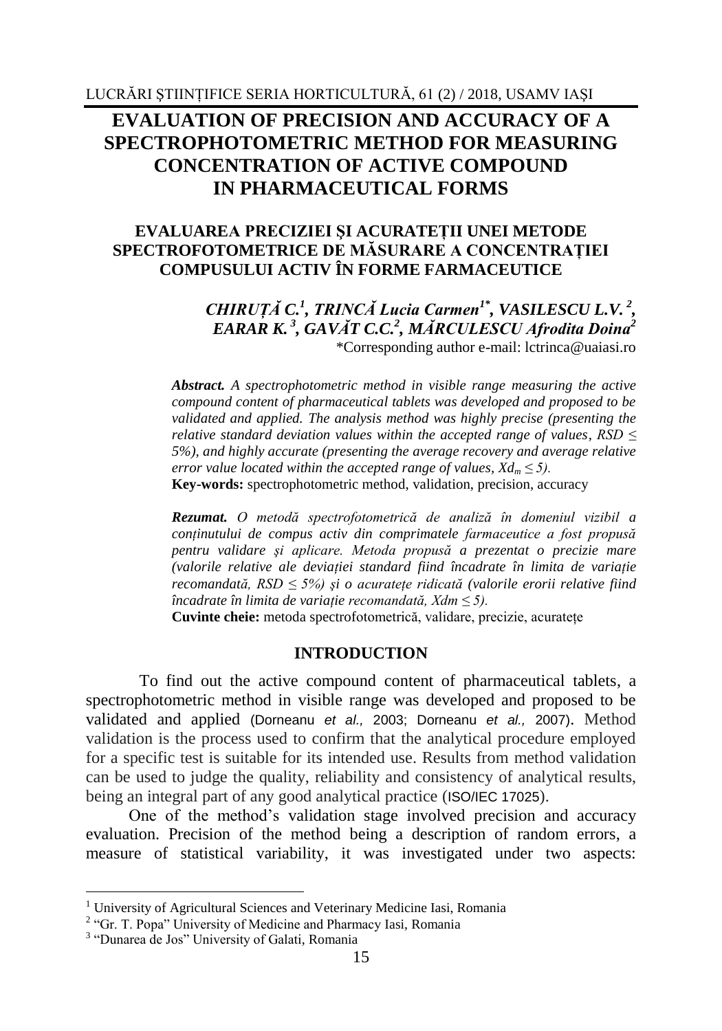# EVALUATION OF PRECISION AND ACCURACY OF A SPECTROPHOTOMETRIC METHOD FOR MEASURING CONCENTRATION OF ACTIVE COMPOUND IN PHARMACEUTICAL FORMS

## EVALUAREA PRECIZIEI ŞI ACURATEȚII UNEI METODE SPECTROFOTOMETRICE DE MĂSURARE A CONCENTRAȚIEI COMPUSULUI ACTIV ÎN FORME FARMACEUTICE

***CHIRUȚĂ C.[1], TRINCĂ Lucia Carmen[1*], VASILESCU L.V.[2], EARAR K.[3], GAVĂT C.C.[2], MĂRCULESCU Afrodita Doina[2]***

*Corresponding author e-mail: lctrinca@uaiasi.ro

***Abstract.*** *A spectrophotometric method in visible range measuring the active compound content of pharmaceutical tablets was developed and proposed to be validated and applied. The analysis method was highly precise (presenting the relative standard deviation values within the accepted range of values, RSD ≤ 5%), and highly accurate (presenting the average recovery and average relative error value located within the accepted range of values, $Xd_m \leq 5$).*

**Key-words:** spectrophotometric method, validation, precision, accuracy

***Rezumat.*** *O metodă spectrofotometrică de analiză în domeniul vizibil a conținutului de compus activ din comprimatele farmaceutice a fost propusă pentru validare şi aplicare. Metoda propusă a prezentat o precizie mare (valorile relative ale deviației standard fiind încadrate în limita de variație recomandată, RSD ≤ 5%) şi o acuratețe ridicată (valorile erorii relative fiind încadrate în limita de variație recomandată, Xdm ≤ 5).*

**Cuvinte cheie:** metoda spectrofotometrică, validare, precizie, acuratețe

## INTRODUCTION

To find out the active compound content of pharmaceutical tablets, a spectrophotometric method in visible range was developed and proposed to be validated and applied (Dorneanu *et al.,* 2003; Dorneanu *et al.,* 2007). Method validation is the process used to confirm that the analytical procedure employed for a specific test is suitable for its intended use. Results from method validation can be used to judge the quality, reliability and consistency of analytical results, being an integral part of any good analytical practice (ISO/IEC 17025).

One of the method's validation stage involved precision and accuracy evaluation. Precision of the method being a description of random errors, a measure of statistical variability, it was investigated under two aspects:

---

[1] University of Agricultural Sciences and Veterinary Medicine Iasi, Romania

[2] "Gr. T. Popa" University of Medicine and Pharmacy Iasi, Romania

[3] "Dunarea de Jos" University of Galati, Romania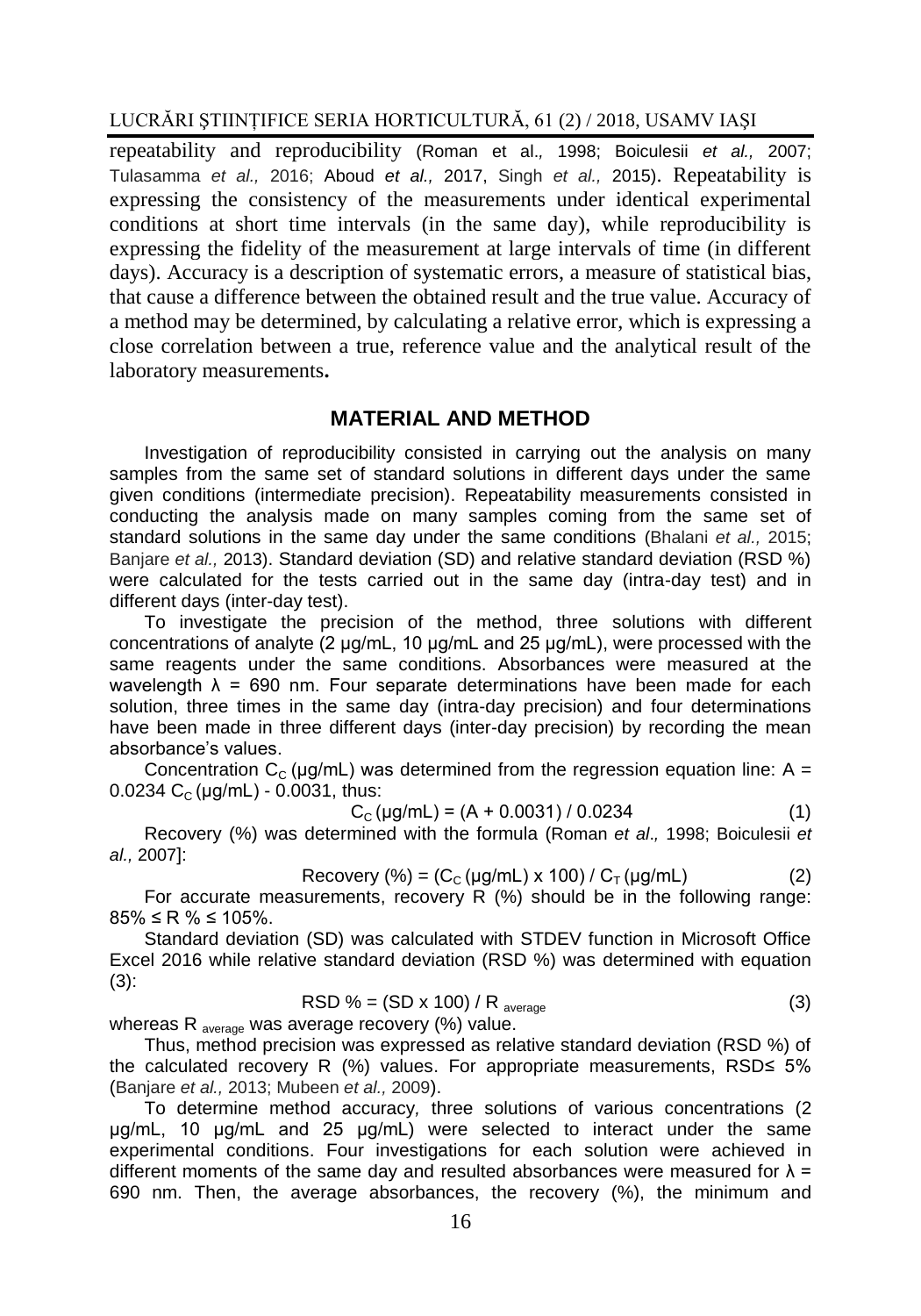repeatability and reproducibility (Roman et al., 1998; Boiculesii *et al.,* 2007; Tulasamma *et al.,* 2016; Aboud *et al.,* 2017, Singh *et al.,* 2015). Repeatability is expressing the consistency of the measurements under identical experimental conditions at short time intervals (in the same day), while reproducibility is expressing the fidelity of the measurement at large intervals of time (in different days). Accuracy is a description of systematic errors, a measure of statistical bias, that cause a difference between the obtained result and the true value. Accuracy of a method may be determined, by calculating a relative error, which is expressing a close correlation between a true, reference value and the analytical result of the laboratory measurements**.**

## MATERIAL AND METHOD

Investigation of reproducibility consisted in carrying out the analysis on many samples from the same set of standard solutions in different days under the same given conditions (intermediate precision). Repeatability measurements consisted in conducting the analysis made on many samples coming from the same set of standard solutions in the same day under the same conditions (Bhalani *et al.,* 2015; Banjare *et al.,* 2013). Standard deviation (SD) and relative standard deviation (RSD %) were calculated for the tests carried out in the same day (intra-day test) and in different days (inter-day test).

To investigate the precision of the method, three solutions with different concentrations of analyte (2 µg/mL, 10 µg/mL and 25 µg/mL), were processed with the same reagents under the same conditions. Absorbances were measured at the wavelength $\lambda$ = 690 nm. Four separate determinations have been made for each solution, three times in the same day (intra-day precision) and four determinations have been made in three different days (inter-day precision) by recording the mean absorbance's values.

Concentration $C_C$ (µg/mL) was determined from the regression equation line: $A = 0.0234\ C_C$ (µg/mL) - 0.0031, thus:

$$C_C\ (\mu g/mL) = (A + 0.0031) / 0.0234 \qquad (1)$$

Recovery (%) was determined with the formula (Roman *et al.,* 1998; Boiculesii *et al.,* 2007]:

$$\text{Recovery}\ (\%) = (C_C\ (\mu g/mL) \times 100) / C_T\ (\mu g/mL) \qquad (2)$$

For accurate measurements, recovery R (%) should be in the following range: $85\% \leq R\ \% \leq 105\%$.

Standard deviation (SD) was calculated with STDEV function in Microsoft Office Excel 2016 while relative standard deviation (RSD %) was determined with equation (3):

$$\text{RSD}\ \% = (\text{SD} \times 100) / R_{average} \qquad (3)$$

whereas $R_{average}$ was average recovery (%) value.

Thus, method precision was expressed as relative standard deviation (RSD %) of the calculated recovery R (%) values. For appropriate measurements, RSD$\leq$ 5% (Banjare *et al.,* 2013; Mubeen *et al.,* 2009).

To determine method accuracy*,* three solutions of various concentrations (2 µg/mL, 10 µg/mL and 25 µg/mL) were selected to interact under the same experimental conditions. Four investigations for each solution were achieved in different moments of the same day and resulted absorbances were measured for $\lambda$ = 690 nm. Then, the average absorbances, the recovery (%), the minimum and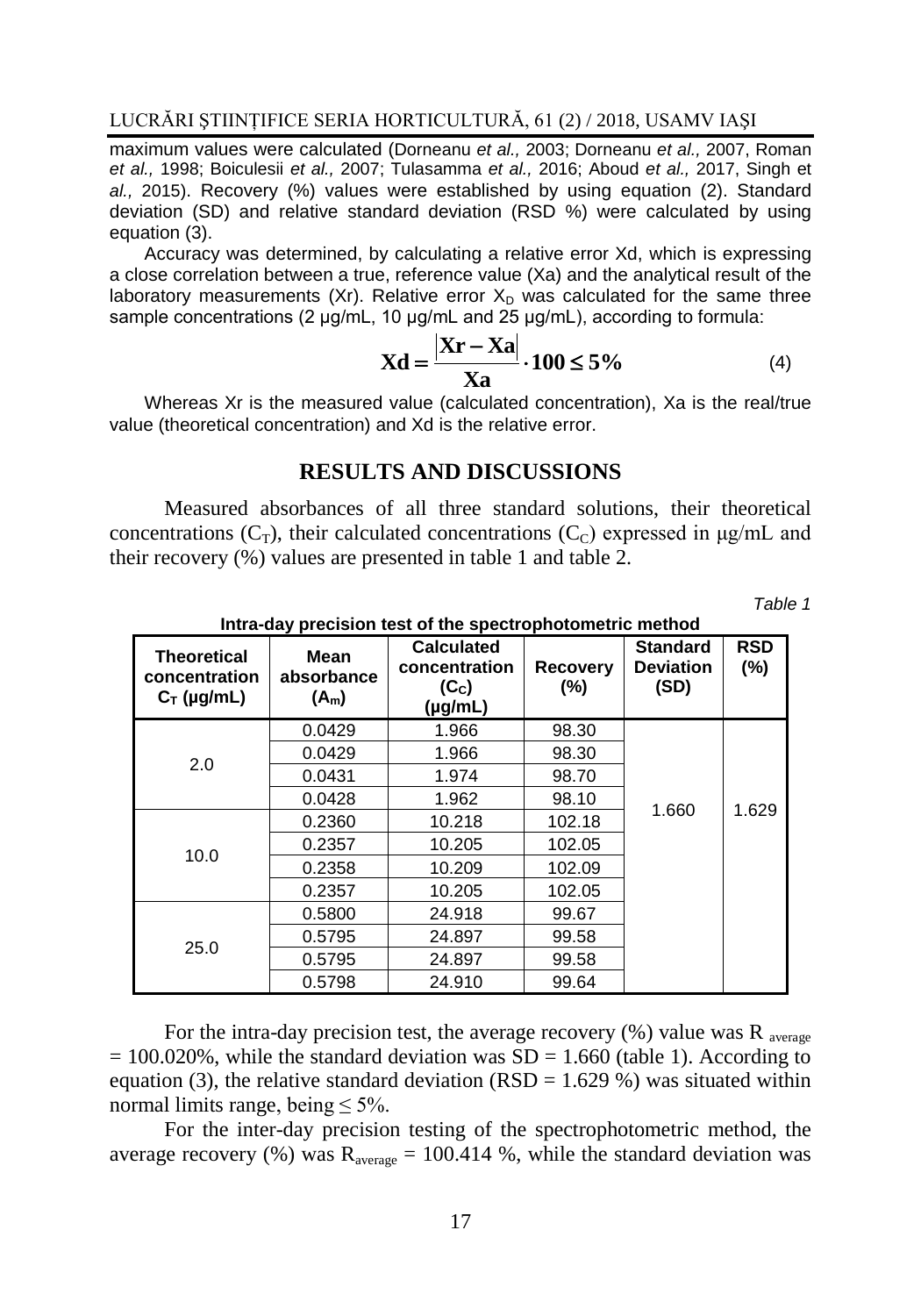maximum values were calculated (Dorneanu *et al.,* 2003; Dorneanu *et al.,* 2007, Roman *et al.,* 1998; Boiculesii *et al.,* 2007; Tulasamma *et al.,* 2016; Aboud *et al.,* 2017, Singh et *al.,* 2015). Recovery (%) values were established by using equation (2). Standard deviation (SD) and relative standard deviation (RSD %) were calculated by using equation (3).

Accuracy was determined, by calculating a relative error Xd, which is expressing a close correlation between a true, reference value (Xa) and the analytical result of the laboratory measurements (Xr). Relative error $X_D$ was calculated for the same three sample concentrations (2 µg/mL, 10 µg/mL and 25 µg/mL), according to formula:

$$\mathbf{Xd} = \frac{|\mathbf{Xr} - \mathbf{Xa}|}{\mathbf{Xa}} \cdot \mathbf{100} \leq \mathbf{5\%} \qquad (4)$$

Whereas Xr is the measured value (calculated concentration), Xa is the real/true value (theoretical concentration) and Xd is the relative error.

## RESULTS AND DISCUSSIONS

Measured absorbances of all three standard solutions, their theoretical concentrations ($C_T$), their calculated concentrations ($C_C$) expressed in µg/mL and their recovery (%) values are presented in table 1 and table 2.

*Table 1*

**Intra-day precision test of the spectrophotometric method**

| Theoretical concentration $C_T$ (µg/mL) | Mean absorbance ($A_m$) | Calculated concentration ($C_C$) (µg/mL) | Recovery (%) | Standard Deviation (SD) | RSD (%) |
|---|---|---|---|---|---|
| 2.0 | 0.0429 | 1.966 | 98.30 | 1.660 | 1.629 |
| | 0.0429 | 1.966 | 98.30 | | |
| | 0.0431 | 1.974 | 98.70 | | |
| | 0.0428 | 1.962 | 98.10 | | |
| 10.0 | 0.2360 | 10.218 | 102.18 | | |
| | 0.2357 | 10.205 | 102.05 | | |
| | 0.2358 | 10.209 | 102.09 | | |
| | 0.2357 | 10.205 | 102.05 | | |
| 25.0 | 0.5800 | 24.918 | 99.67 | | |
| | 0.5795 | 24.897 | 99.58 | | |
| | 0.5795 | 24.897 | 99.58 | | |
| | 0.5798 | 24.910 | 99.64 | | |

For the intra-day precision test, the average recovery (%) value was $R_{average} = 100.020\%$, while the standard deviation was SD = 1.660 (table 1). According to equation (3), the relative standard deviation (RSD = 1.629 %) was situated within normal limits range, being ≤ 5%.

For the inter-day precision testing of the spectrophotometric method, the average recovery (%) was $R_{average} = 100.414$ %, while the standard deviation was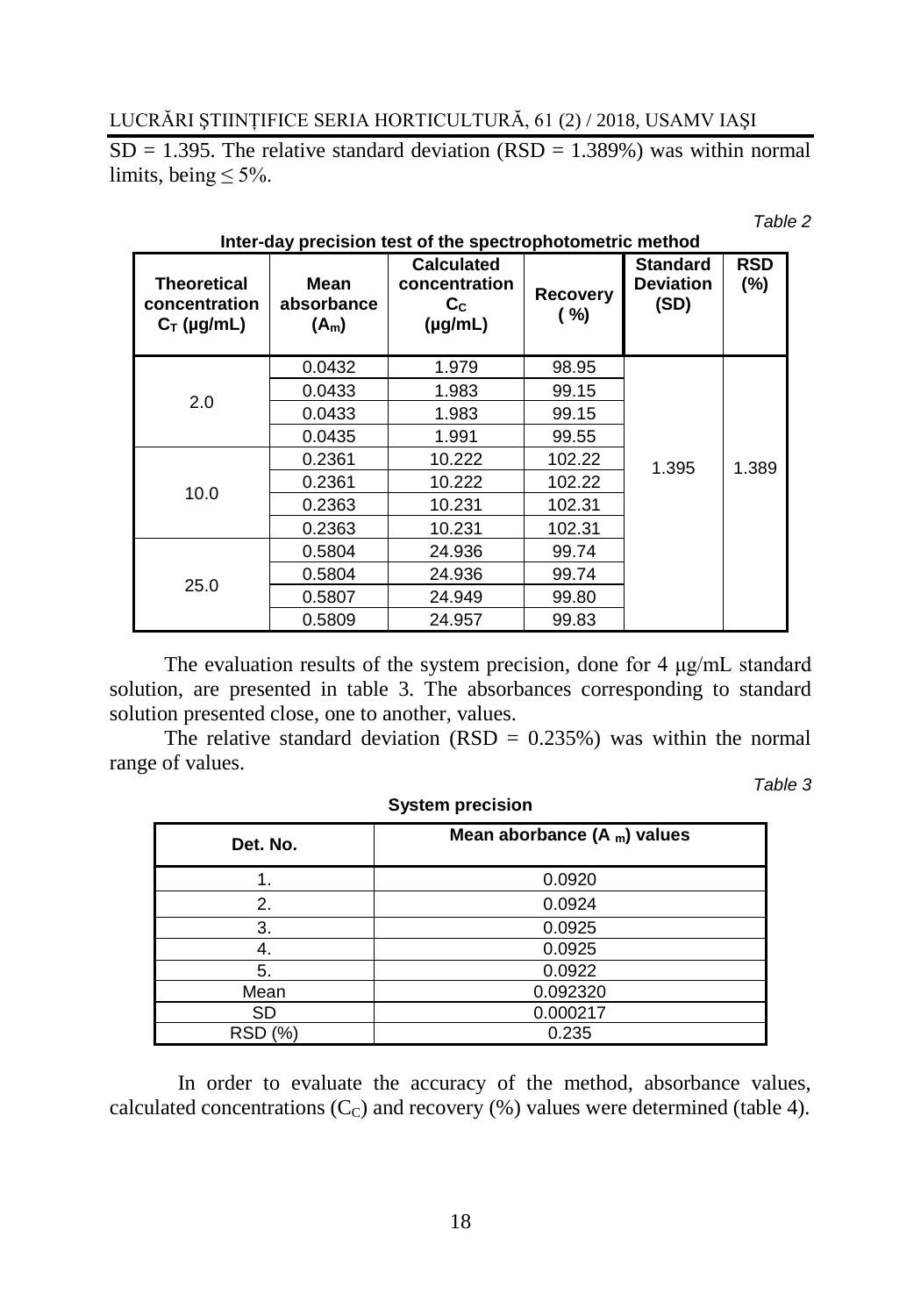SD = 1.395. The relative standard deviation (RSD = 1.389%) was within normal limits, being ≤ 5%.

*Table 2*

**Inter-day precision test of the spectrophotometric method**

| Theoretical concentration $C_T$ (μg/mL) | Mean absorbance ($A_m$) | Calculated concentration $C_C$ (μg/mL) | Recovery (%) | Standard Deviation (SD) | RSD (%) |
|---|---|---|---|---|---|
| 2.0 | 0.0432 | 1.979 | 98.95 | 1.395 | 1.389 |
| | 0.0433 | 1.983 | 99.15 | | |
| | 0.0433 | 1.983 | 99.15 | | |
| | 0.0435 | 1.991 | 99.55 | | |
| 10.0 | 0.2361 | 10.222 | 102.22 | | |
| | 0.2361 | 10.222 | 102.22 | | |
| | 0.2363 | 10.231 | 102.31 | | |
| | 0.2363 | 10.231 | 102.31 | | |
| 25.0 | 0.5804 | 24.936 | 99.74 | | |
| | 0.5804 | 24.936 | 99.74 | | |
| | 0.5807 | 24.949 | 99.80 | | |
| | 0.5809 | 24.957 | 99.83 | | |

The evaluation results of the system precision, done for 4 μg/mL standard solution, are presented in table 3. The absorbances corresponding to standard solution presented close, one to another, values.

The relative standard deviation (RSD = 0.235%) was within the normal range of values.

*Table 3*

**System precision**

| Det. No. | Mean aborbance ($A_m$) values |
|---|---|
| 1. | 0.0920 |
| 2. | 0.0924 |
| 3. | 0.0925 |
| 4. | 0.0925 |
| 5. | 0.0922 |
| Mean | 0.092320 |
| SD | 0.000217 |
| RSD (%) | 0.235 |

In order to evaluate the accuracy of the method, absorbance values, calculated concentrations ($C_C$) and recovery (%) values were determined (table 4).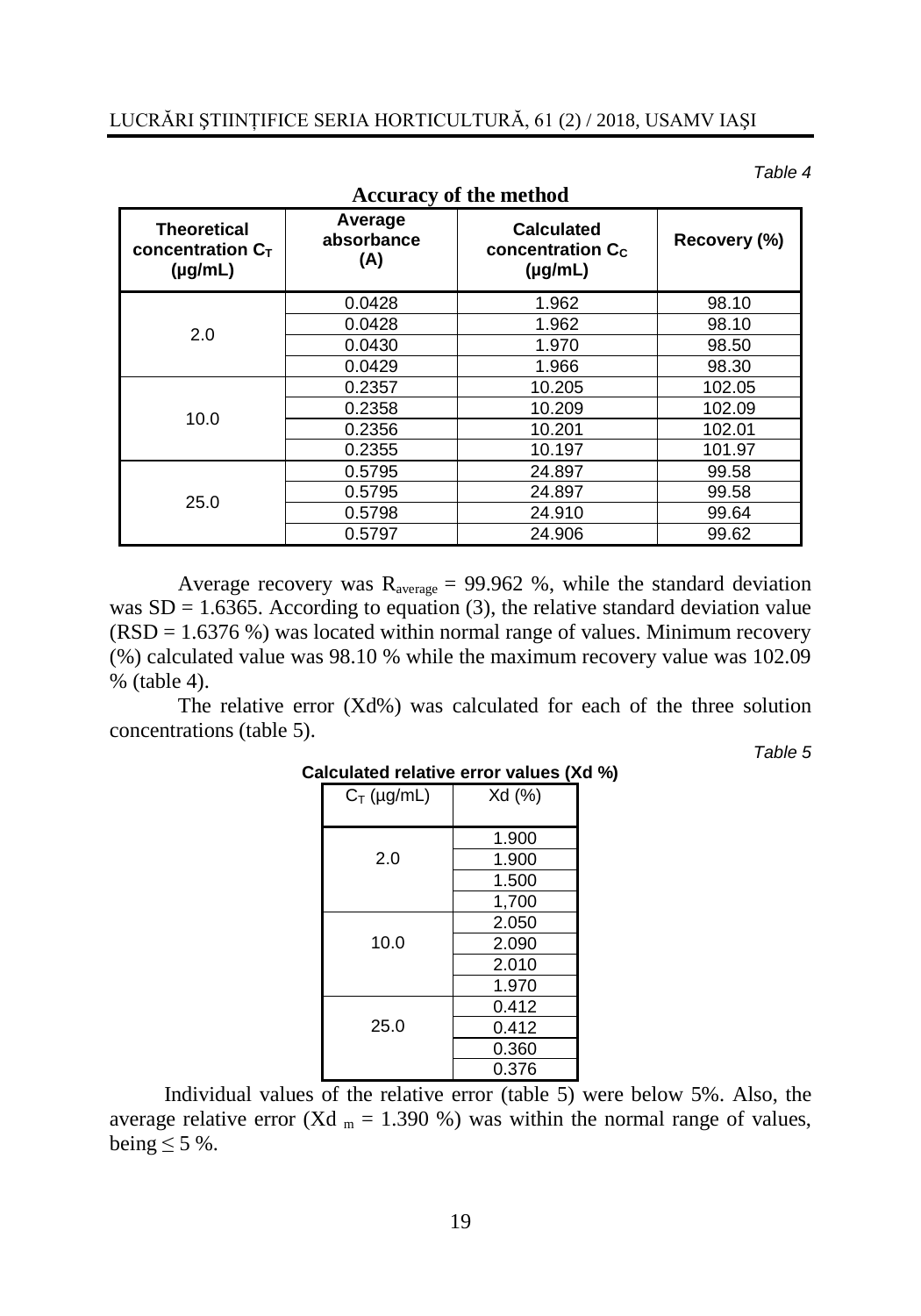*Table 4*

**Accuracy of the method**

| Theoretical concentration $C_T$ (µg/mL) | Average absorbance (A) | Calculated concentration $C_C$ (µg/mL) | Recovery (%) |
|---|---|---|---|
| 2.0 | 0.0428 | 1.962 | 98.10 |
| | 0.0428 | 1.962 | 98.10 |
| | 0.0430 | 1.970 | 98.50 |
| | 0.0429 | 1.966 | 98.30 |
| 10.0 | 0.2357 | 10.205 | 102.05 |
| | 0.2358 | 10.209 | 102.09 |
| | 0.2356 | 10.201 | 102.01 |
| | 0.2355 | 10.197 | 101.97 |
| 25.0 | 0.5795 | 24.897 | 99.58 |
| | 0.5795 | 24.897 | 99.58 |
| | 0.5798 | 24.910 | 99.64 |
| | 0.5797 | 24.906 | 99.62 |

Average recovery was $R_{average}$ = 99.962 %, while the standard deviation was SD = 1.6365. According to equation (3), the relative standard deviation value (RSD = 1.6376 %) was located within normal range of values. Minimum recovery (%) calculated value was 98.10 % while the maximum recovery value was 102.09 % (table 4).

The relative error (Xd%) was calculated for each of the three solution concentrations (table 5).

*Table 5*

**Calculated relative error values (Xd %)**

| $C_T$ (µg/mL) | Xd (%) |
|---|---|
| 2.0 | 1.900 |
| | 1.900 |
| | 1.500 |
| | 1,700 |
| 10.0 | 2.050 |
| | 2.090 |
| | 2.010 |
| | 1.970 |
| 25.0 | 0.412 |
| | 0.412 |
| | 0.360 |
| | 0.376 |

Individual values of the relative error (table 5) were below 5%. Also, the average relative error ($Xd_m$ = 1.390 %) was within the normal range of values, being ≤ 5 %.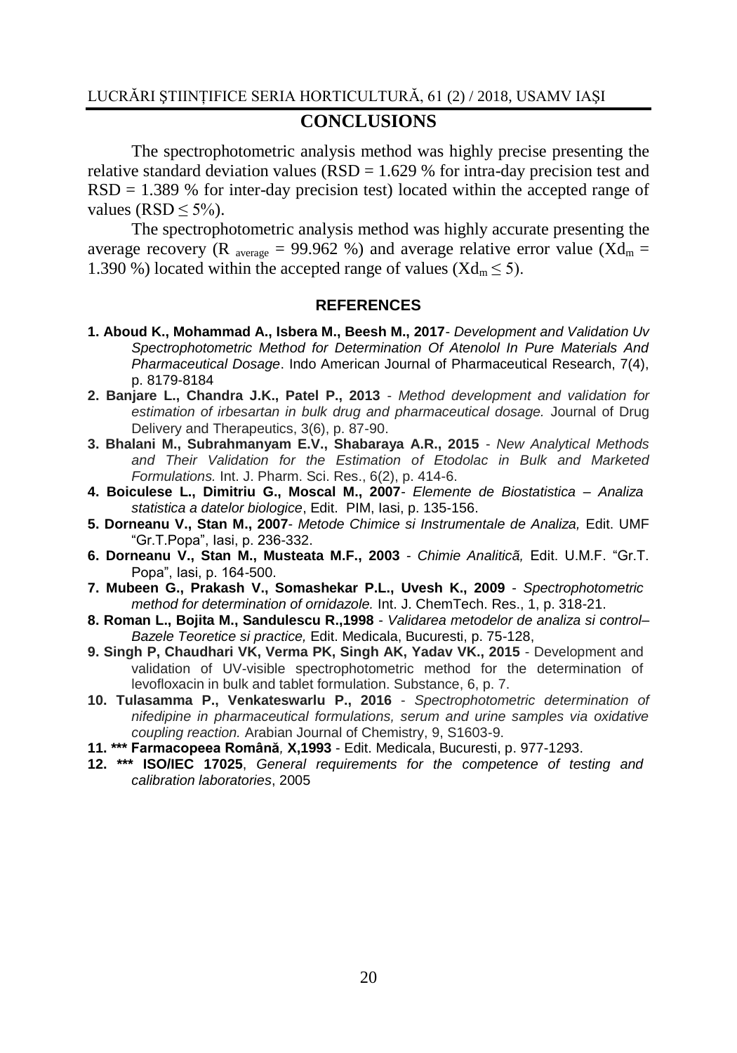## CONCLUSIONS

The spectrophotometric analysis method was highly precise presenting the relative standard deviation values (RSD = 1.629 % for intra-day precision test and RSD = 1.389 % for inter-day precision test) located within the accepted range of values (RSD $\leq$ 5%).

The spectrophotometric analysis method was highly accurate presenting the average recovery ($R_{average}$ = 99.962 %) and average relative error value ($Xd_m$ = 1.390 %) located within the accepted range of values ($Xd_m \leq 5$).

### REFERENCES

1. **Aboud K., Mohammad A., Isbera M., Beesh M., 2017**- *Development and Validation Uv Spectrophotometric Method for Determination Of Atenolol In Pure Materials And Pharmaceutical Dosage*. Indo American Journal of Pharmaceutical Research, 7(4), p. 8179-8184
2. **Banjare L., Chandra J.K., Patel P., 2013** - *Method development and validation for estimation of irbesartan in bulk drug and pharmaceutical dosage.* Journal of Drug Delivery and Therapeutics, 3(6), p. 87-90.
3. **Bhalani M., Subrahmanyam E.V., Shabaraya A.R., 2015** - *New Analytical Methods and Their Validation for the Estimation of Etodolac in Bulk and Marketed Formulations.* Int. J. Pharm. Sci. Res., 6(2), p. 414-6.
4. **Boiculese L., Dimitriu G., Moscal M., 2007**- *Elemente de Biostatistica – Analiza statistica a datelor biologice*, Edit. PIM, Iasi, p. 135-156.
5. **Dorneanu V., Stan M., 2007**- *Metode Chimice si Instrumentale de Analiza,* Edit. UMF "Gr.T.Popa", Iasi, p. 236-332.
6. **Dorneanu V., Stan M., Musteata M.F., 2003** - *Chimie Analiticã,* Edit. U.M.F. "Gr.T. Popa", Iasi, p. 164-500.
7. **Mubeen G., Prakash V., Somashekar P.L., Uvesh K., 2009** - *Spectrophotometric method for determination of ornidazole.* Int. J. ChemTech. Res., 1, p. 318-21.
8. **Roman L., Bojita M., Sandulescu R.,1998** - *Validarea metodelor de analiza si control– Bazele Teoretice si practice,* Edit. Medicala, Bucuresti, p. 75-128,
9. **Singh P, Chaudhari VK, Verma PK, Singh AK, Yadav VK., 2015** - Development and validation of UV-visible spectrophotometric method for the determination of levofloxacin in bulk and tablet formulation. Substance, 6, p. 7.
10. **Tulasamma P., Venkateswarlu P., 2016** - *Spectrophotometric determination of nifedipine in pharmaceutical formulations, serum and urine samples via oxidative coupling reaction.* Arabian Journal of Chemistry, 9, S1603-9.
11. **\*\*\* Farmacopeea Română, X,1993** - Edit. Medicala, Bucuresti, p. 977-1293.
12. **\*\*\* ISO/IEC 17025**, *General requirements for the competence of testing and calibration laboratories*, 2005